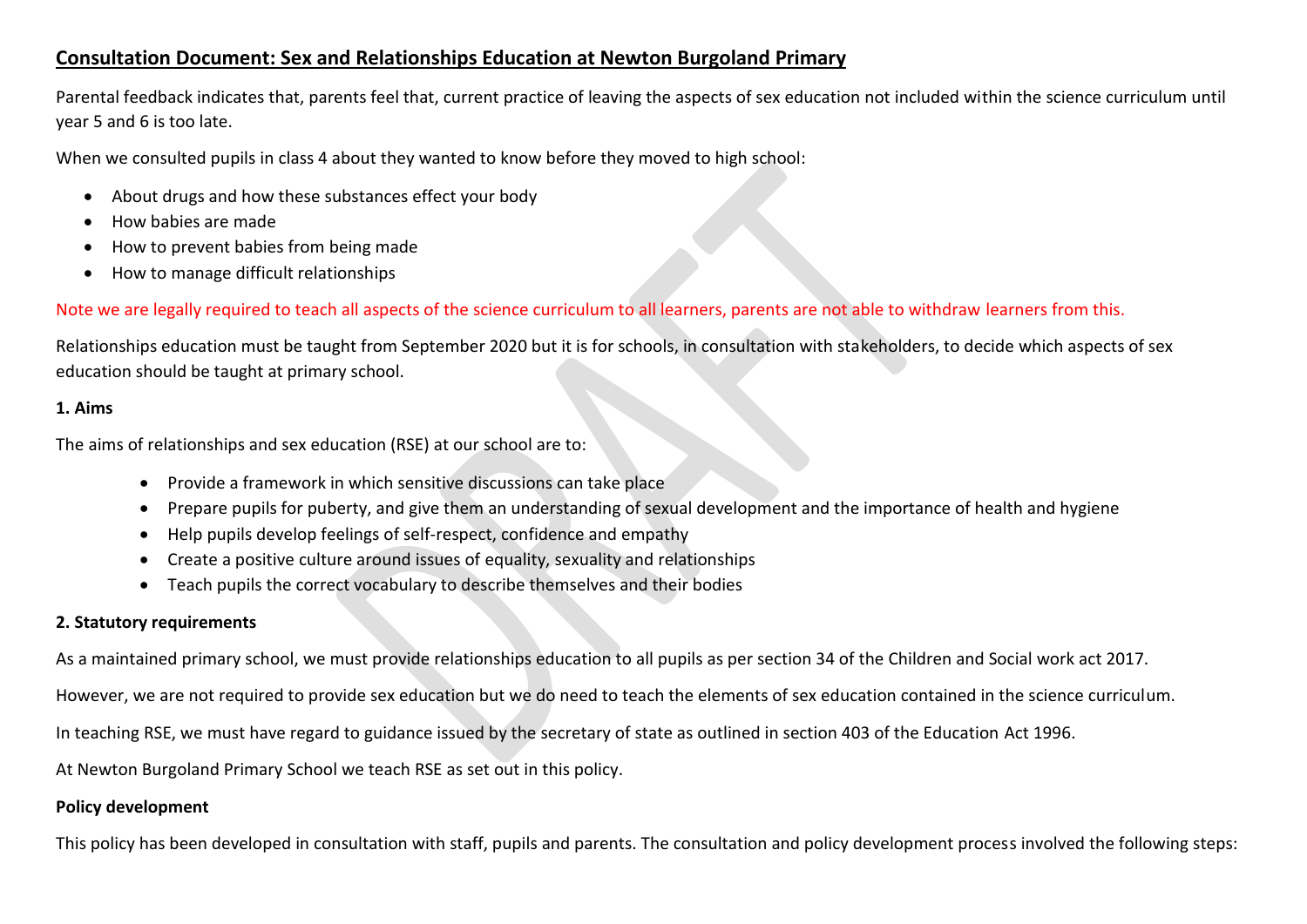# Consultation Document: Sex and Relationships Education at Newton Burgoland Primary

Parental feedback indicates that, parents feel that, current practice of leaving the aspects of sex education not included within the science curriculum until year 5 and 6 is too late.

When we consulted pupils in class 4 about they wanted to know before they moved to high school:

- About drugs and how these substances effect your body
- How babies are made
- How to prevent babies from being made
- How to manage difficult relationships

Note we are legally required to teach all aspects of the science curriculum to all learners, parents are not able to withdraw learners from this.

Relationships education must be taught from September 2020 but it is for schools, in consultation with stakeholders, to decide which aspects of sex education should be taught at primary school.

## 1. Aims

The aims of relationships and sex education (RSE) at our school are to:

- Provide a framework in which sensitive discussions can take place
- Prepare pupils for puberty, and give them an understanding of sexual development and the importance of health and hygiene
- Help pupils develop feelings of self-respect, confidence and empathy
- Create a positive culture around issues of equality, sexuality and relationships
- Teach pupils the correct vocabulary to describe themselves and their bodies

## 2. Statutory requirements

As a maintained primary school, we must provide relationships education to all pupils as per section 34 of the Children and Social work act 2017.

However, we are not required to provide sex education but we do need to teach the elements of sex education contained in the science curriculum.

In teaching RSE, we must have regard to guidance issued by the secretary of state as outlined in section 403 of the Education Act 1996.

At Newton Burgoland Primary School we teach RSE as set out in this policy.

## Policy development

This policy has been developed in consultation with staff, pupils and parents. The consultation and policy development process involved the following steps: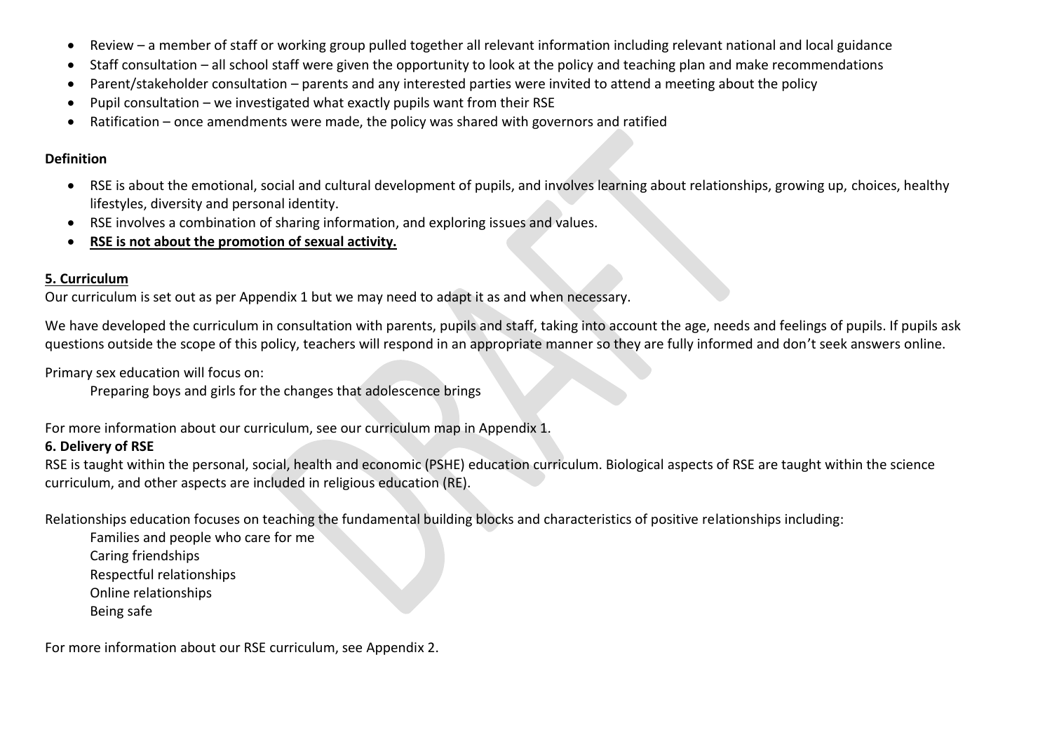- Review – a member of staff or working group pulled together all relevant information including relevant national and local guidance
- Staff consultation – all school staff were given the opportunity to look at the policy and teaching plan and make recommendations
- Parent/stakeholder consultation – parents and any interested parties were invited to attend a meeting about the policy
- Pupil consultation – we investigated what exactly pupils want from their RSE
- Ratification – once amendments were made, the policy was shared with governors and ratified

**Definition**

- RSE is about the emotional, social and cultural development of pupils, and involves learning about relationships, growing up, choices, healthy lifestyles, diversity and personal identity.
- RSE involves a combination of sharing information, and exploring issues and values.
- **RSE is not about the promotion of sexual activity.**

**5. Curriculum**

Our curriculum is set out as per Appendix 1 but we may need to adapt it as and when necessary.

We have developed the curriculum in consultation with parents, pupils and staff, taking into account the age, needs and feelings of pupils. If pupils ask questions outside the scope of this policy, teachers will respond in an appropriate manner so they are fully informed and don't seek answers online.

Primary sex education will focus on:

Preparing boys and girls for the changes that adolescence brings

For more information about our curriculum, see our curriculum map in Appendix 1.

**6. Delivery of RSE**

RSE is taught within the personal, social, health and economic (PSHE) education curriculum. Biological aspects of RSE are taught within the science curriculum, and other aspects are included in religious education (RE).

Relationships education focuses on teaching the fundamental building blocks and characteristics of positive relationships including:

Families and people who care for me
Caring friendships
Respectful relationships
Online relationships
Being safe

For more information about our RSE curriculum, see Appendix 2.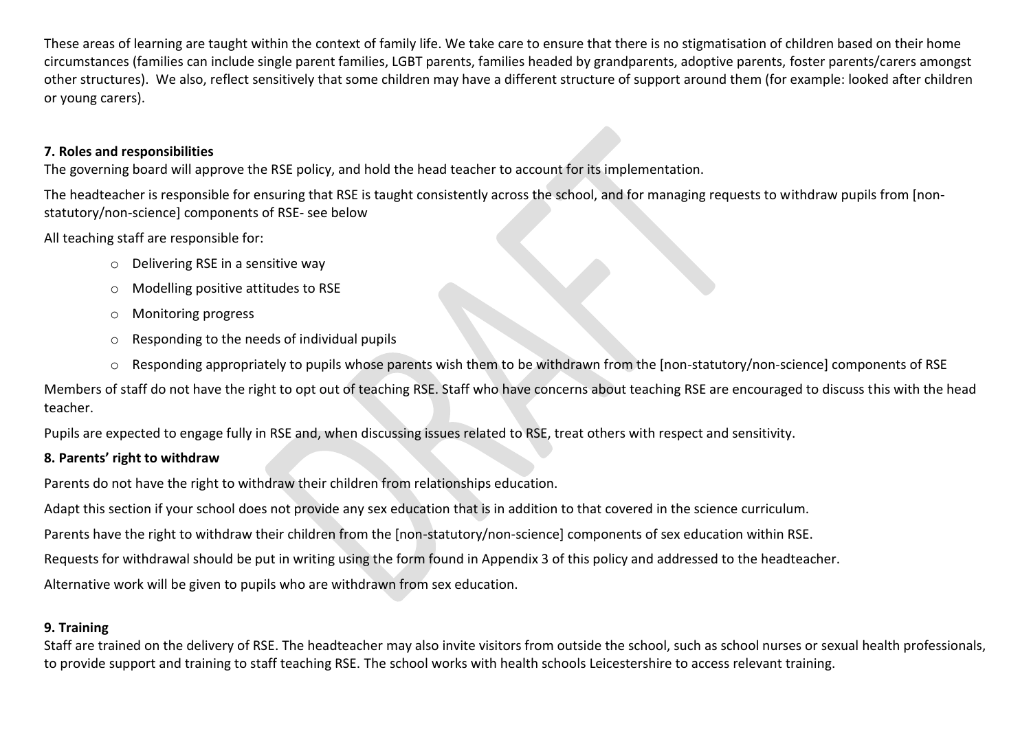These areas of learning are taught within the context of family life. We take care to ensure that there is no stigmatisation of children based on their home circumstances (families can include single parent families, LGBT parents, families headed by grandparents, adoptive parents, foster parents/carers amongst other structures). We also, reflect sensitively that some children may have a different structure of support around them (for example: looked after children or young carers).

**7. Roles and responsibilities**

The governing board will approve the RSE policy, and hold the head teacher to account for its implementation.

The headteacher is responsible for ensuring that RSE is taught consistently across the school, and for managing requests to withdraw pupils from [non-statutory/non-science] components of RSE- see below

All teaching staff are responsible for:

- Delivering RSE in a sensitive way
- Modelling positive attitudes to RSE
- Monitoring progress
- Responding to the needs of individual pupils
- Responding appropriately to pupils whose parents wish them to be withdrawn from the [non-statutory/non-science] components of RSE

Members of staff do not have the right to opt out of teaching RSE. Staff who have concerns about teaching RSE are encouraged to discuss this with the head teacher.

Pupils are expected to engage fully in RSE and, when discussing issues related to RSE, treat others with respect and sensitivity.

**8. Parents' right to withdraw**

Parents do not have the right to withdraw their children from relationships education.

Adapt this section if your school does not provide any sex education that is in addition to that covered in the science curriculum.

Parents have the right to withdraw their children from the [non-statutory/non-science] components of sex education within RSE.

Requests for withdrawal should be put in writing using the form found in Appendix 3 of this policy and addressed to the headteacher.

Alternative work will be given to pupils who are withdrawn from sex education.

**9. Training**

Staff are trained on the delivery of RSE. The headteacher may also invite visitors from outside the school, such as school nurses or sexual health professionals, to provide support and training to staff teaching RSE. The school works with health schools Leicestershire to access relevant training.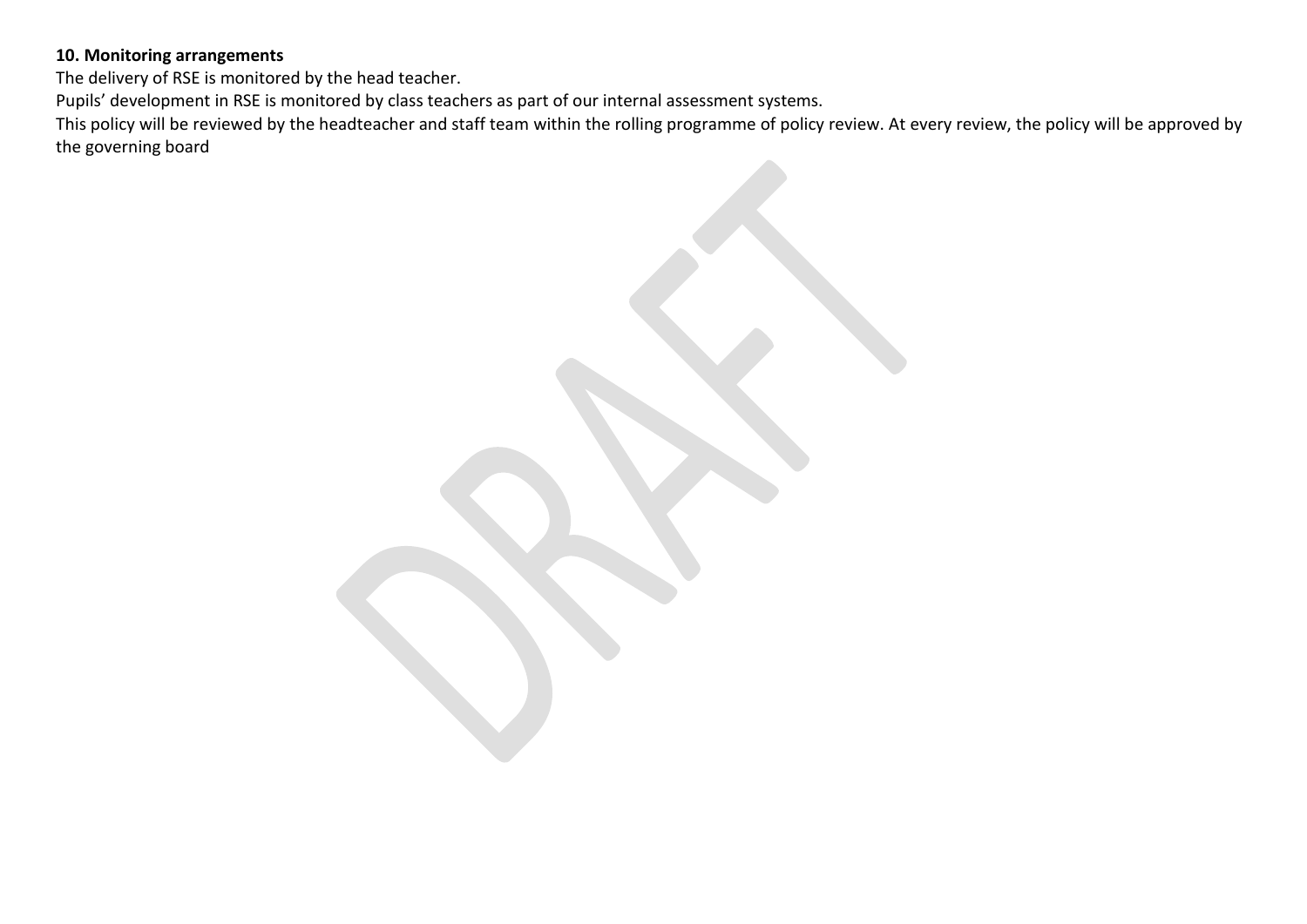**10. Monitoring arrangements**

The delivery of RSE is monitored by the head teacher.

Pupils' development in RSE is monitored by class teachers as part of our internal assessment systems.

This policy will be reviewed by the headteacher and staff team within the rolling programme of policy review. At every review, the policy will be approved by the governing board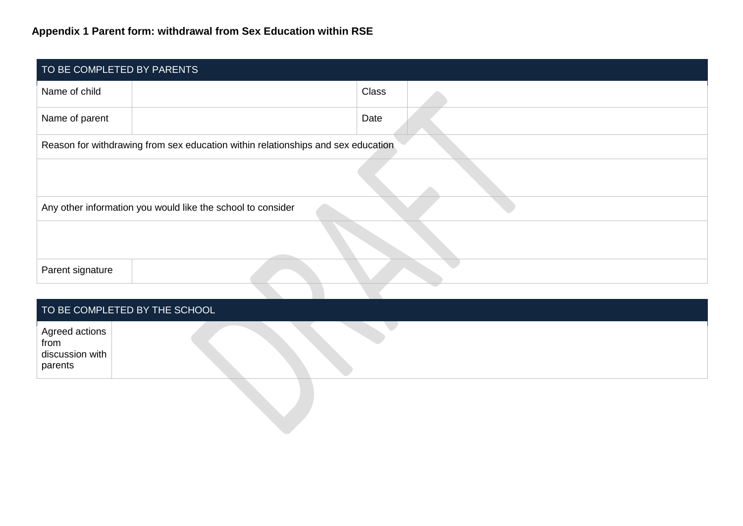**Appendix 1 Parent form: withdrawal from Sex Education within RSE**

| TO BE COMPLETED BY PARENTS | | | |
|---|---|---|---|
| Name of child | | Class | |
| Name of parent | | Date | |
| Reason for withdrawing from sex education within relationships and sex education | | | |
| | | | |
| Any other information you would like the school to consider | | | |
| | | | |
| Parent signature | | | |

| TO BE COMPLETED BY THE SCHOOL | |
|---|---|
| Agreed actions from discussion with parents | |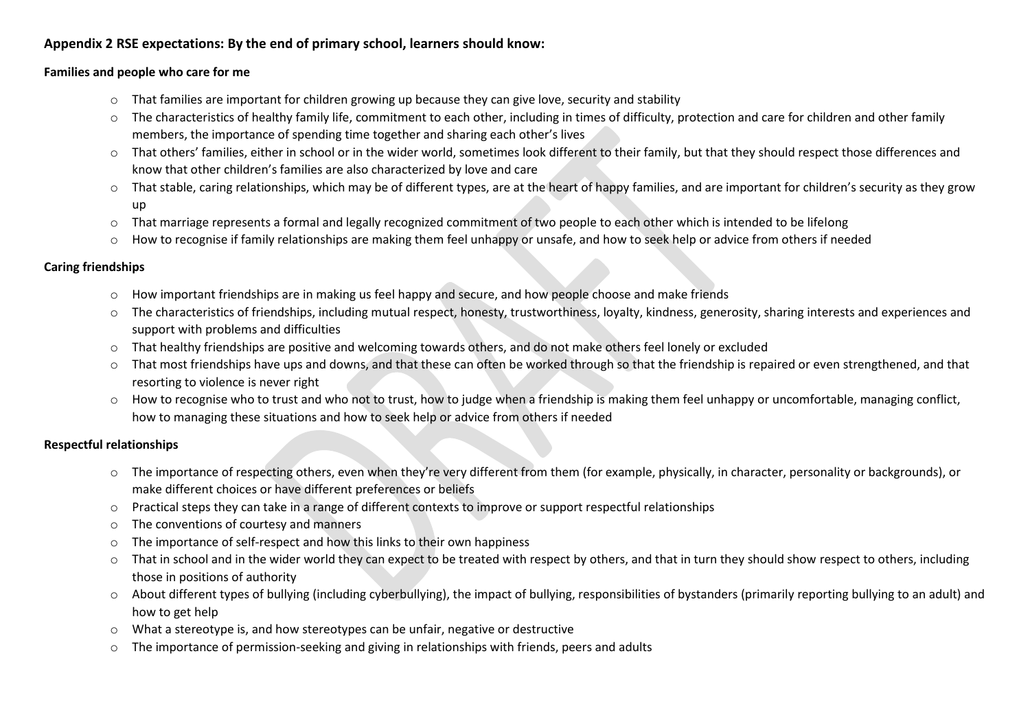**Appendix 2 RSE expectations: By the end of primary school, learners should know:**

**Families and people who care for me**

- That families are important for children growing up because they can give love, security and stability
- The characteristics of healthy family life, commitment to each other, including in times of difficulty, protection and care for children and other family members, the importance of spending time together and sharing each other's lives
- That others' families, either in school or in the wider world, sometimes look different to their family, but that they should respect those differences and know that other children's families are also characterized by love and care
- That stable, caring relationships, which may be of different types, are at the heart of happy families, and are important for children's security as they grow up
- That marriage represents a formal and legally recognized commitment of two people to each other which is intended to be lifelong
- How to recognise if family relationships are making them feel unhappy or unsafe, and how to seek help or advice from others if needed

**Caring friendships**

- How important friendships are in making us feel happy and secure, and how people choose and make friends
- The characteristics of friendships, including mutual respect, honesty, trustworthiness, loyalty, kindness, generosity, sharing interests and experiences and support with problems and difficulties
- That healthy friendships are positive and welcoming towards others, and do not make others feel lonely or excluded
- That most friendships have ups and downs, and that these can often be worked through so that the friendship is repaired or even strengthened, and that resorting to violence is never right
- How to recognise who to trust and who not to trust, how to judge when a friendship is making them feel unhappy or uncomfortable, managing conflict, how to managing these situations and how to seek help or advice from others if needed

**Respectful relationships**

- The importance of respecting others, even when they're very different from them (for example, physically, in character, personality or backgrounds), or make different choices or have different preferences or beliefs
- Practical steps they can take in a range of different contexts to improve or support respectful relationships
- The conventions of courtesy and manners
- The importance of self-respect and how this links to their own happiness
- That in school and in the wider world they can expect to be treated with respect by others, and that in turn they should show respect to others, including those in positions of authority
- About different types of bullying (including cyberbullying), the impact of bullying, responsibilities of bystanders (primarily reporting bullying to an adult) and how to get help
- What a stereotype is, and how stereotypes can be unfair, negative or destructive
- The importance of permission-seeking and giving in relationships with friends, peers and adults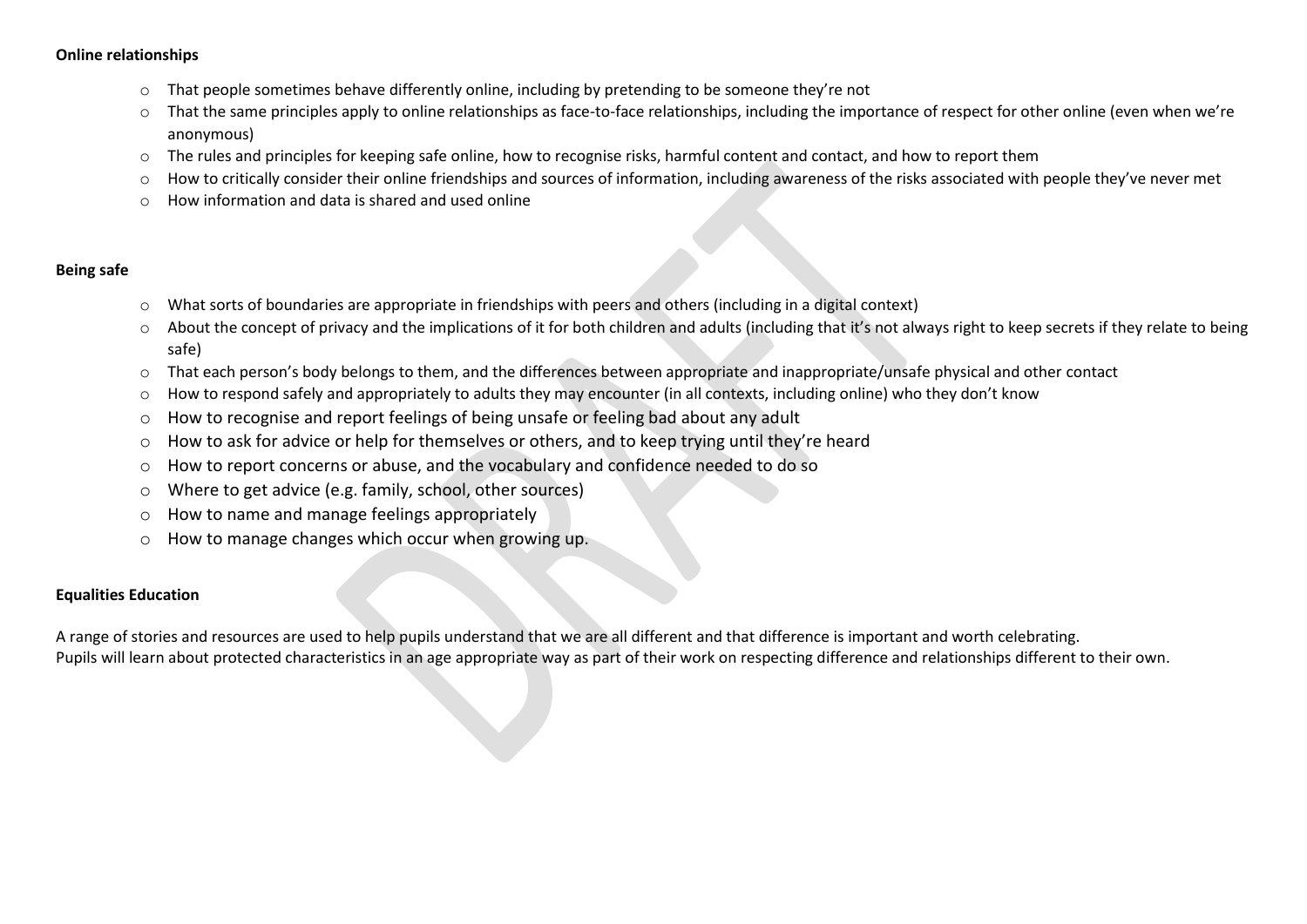**Online relationships**

- That people sometimes behave differently online, including by pretending to be someone they're not
- That the same principles apply to online relationships as face-to-face relationships, including the importance of respect for other online (even when we're anonymous)
- The rules and principles for keeping safe online, how to recognise risks, harmful content and contact, and how to report them
- How to critically consider their online friendships and sources of information, including awareness of the risks associated with people they've never met
- How information and data is shared and used online

**Being safe**

- What sorts of boundaries are appropriate in friendships with peers and others (including in a digital context)
- About the concept of privacy and the implications of it for both children and adults (including that it's not always right to keep secrets if they relate to being safe)
- That each person's body belongs to them, and the differences between appropriate and inappropriate/unsafe physical and other contact
- How to respond safely and appropriately to adults they may encounter (in all contexts, including online) who they don't know
- How to recognise and report feelings of being unsafe or feeling bad about any adult
- How to ask for advice or help for themselves or others, and to keep trying until they're heard
- How to report concerns or abuse, and the vocabulary and confidence needed to do so
- Where to get advice (e.g. family, school, other sources)
- How to name and manage feelings appropriately
- How to manage changes which occur when growing up.

**Equalities Education**

A range of stories and resources are used to help pupils understand that we are all different and that difference is important and worth celebrating.
Pupils will learn about protected characteristics in an age appropriate way as part of their work on respecting difference and relationships different to their own.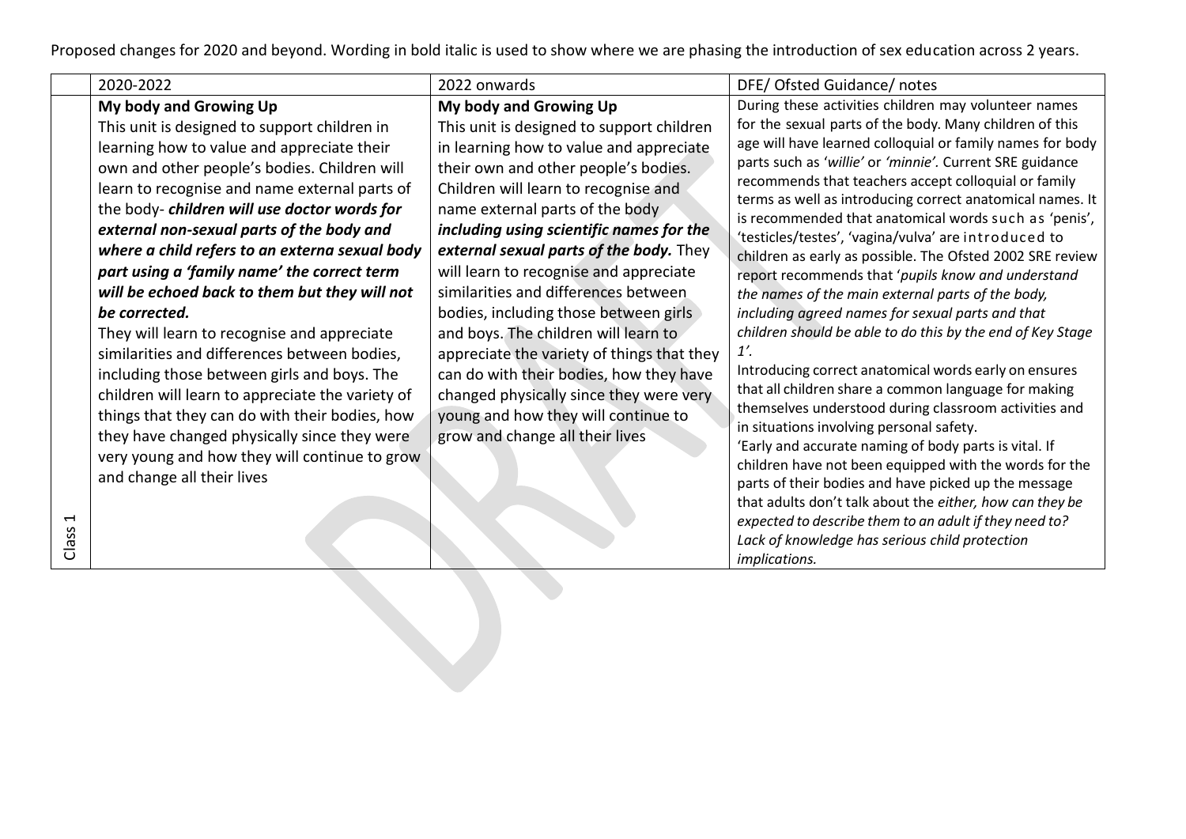Proposed changes for 2020 and beyond. Wording in bold italic is used to show where we are phasing the introduction of sex education across 2 years.

| | 2020-2022 | 2022 onwards | DFE/ Ofsted Guidance/ notes |
|---|---|---|---|
| Class 1 | **My body and Growing Up**<br>This unit is designed to support children in learning how to value and appreciate their own and other people's bodies. Children will learn to recognise and name external parts of the body- ***children will use doctor words for external non-sexual parts of the body and where a child refers to an externa sexual body part using a 'family name' the correct term will be echoed back to them but they will not be corrected.***<br>They will learn to recognise and appreciate similarities and differences between bodies, including those between girls and boys. The children will learn to appreciate the variety of things that they can do with their bodies, how they have changed physically since they were very young and how they will continue to grow and change all their lives | **My body and Growing Up**<br>This unit is designed to support children in learning how to value and appreciate their own and other people's bodies. Children will learn to recognise and name external parts of the body ***including using scientific names for the external sexual parts of the body.*** They will learn to recognise and appreciate similarities and differences between bodies, including those between girls and boys. The children will learn to appreciate the variety of things that they can do with their bodies, how they have changed physically since they were very young and how they will continue to grow and change all their lives | During these activities children may volunteer names for the sexual parts of the body. Many children of this age will have learned colloquial or family names for body parts such as '*willie*' or *'minnie'*. Current SRE guidance recommends that teachers accept colloquial or family terms as well as introducing correct anatomical names. It is recommended that anatomical words such as 'penis', 'testicles/testes', 'vagina/vulva' are introduced to children as early as possible. The Ofsted 2002 SRE review report recommends that '*pupils know and understand the names of the main external parts of the body, including agreed names for sexual parts and that children should be able to do this by the end of Key Stage 1'.*<br>Introducing correct anatomical words early on ensures that all children share a common language for making themselves understood during classroom activities and in situations involving personal safety.<br>'Early and accurate naming of body parts is vital. If children have not been equipped with the words for the parts of their bodies and have picked up the message that adults don't talk about the *either, how can they be expected to describe them to an adult if they need to? Lack of knowledge has serious child protection implications.* |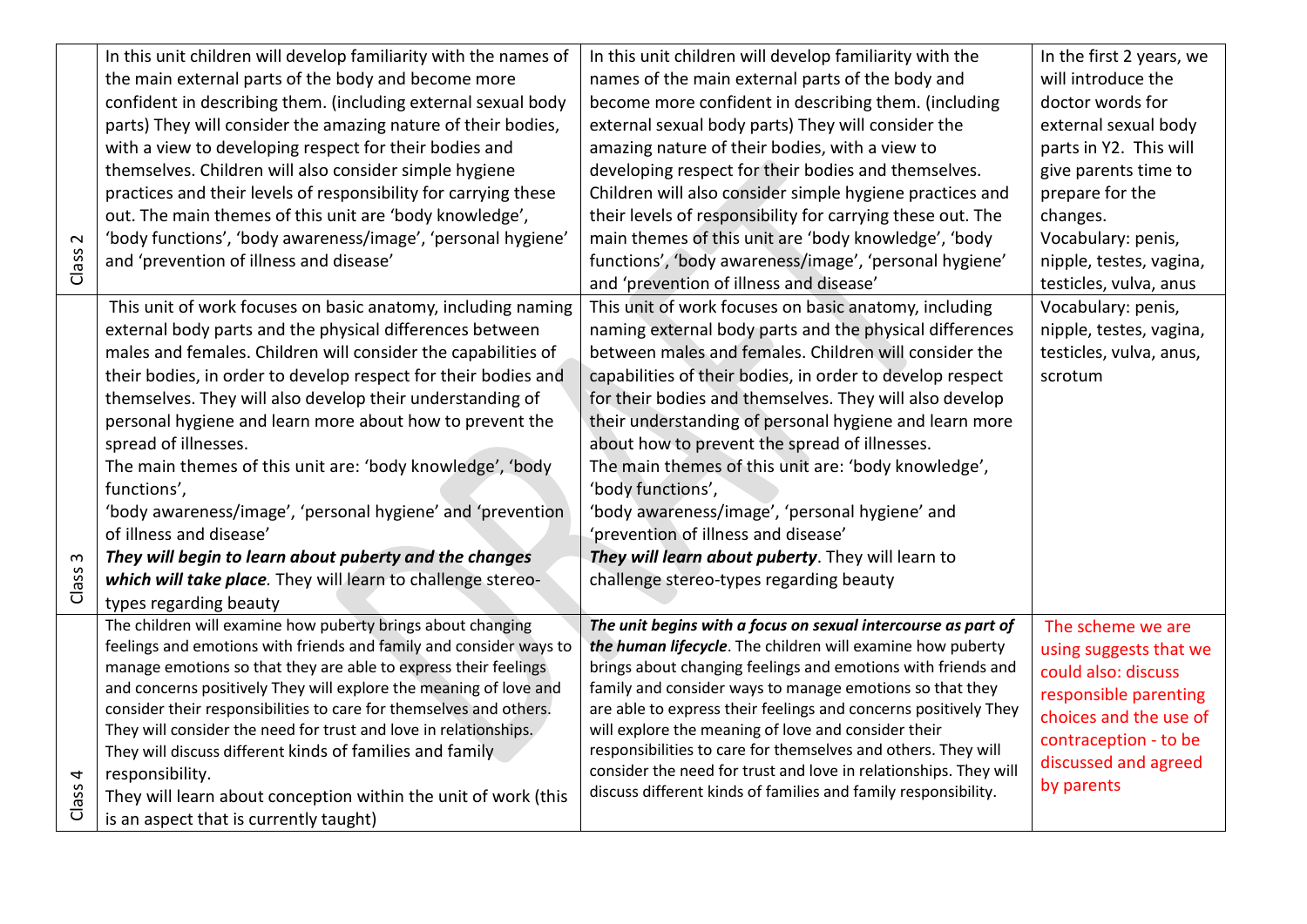| | | | |
|---|---|---|---|
| Class 2 | In this unit children will develop familiarity with the names of the main external parts of the body and become more confident in describing them. (including external sexual body parts) They will consider the amazing nature of their bodies, with a view to developing respect for their bodies and themselves. Children will also consider simple hygiene practices and their levels of responsibility for carrying these out. The main themes of this unit are 'body knowledge', 'body functions', 'body awareness/image', 'personal hygiene' and 'prevention of illness and disease' | In this unit children will develop familiarity with the names of the main external parts of the body and become more confident in describing them. (including external sexual body parts) They will consider the amazing nature of their bodies, with a view to developing respect for their bodies and themselves. Children will also consider simple hygiene practices and their levels of responsibility for carrying these out. The main themes of this unit are 'body knowledge', 'body functions', 'body awareness/image', 'personal hygiene' and 'prevention of illness and disease' | In the first 2 years, we will introduce the doctor words for external sexual body parts in Y2. This will give parents time to prepare for the changes.<br>Vocabulary: penis, nipple, testes, vagina, testicles, vulva, anus |
| Class 3 | This unit of work focuses on basic anatomy, including naming external body parts and the physical differences between males and females. Children will consider the capabilities of their bodies, in order to develop respect for their bodies and themselves. They will also develop their understanding of personal hygiene and learn more about how to prevent the spread of illnesses.<br>The main themes of this unit are: 'body knowledge', 'body functions',<br>'body awareness/image', 'personal hygiene' and 'prevention of illness and disease'<br>***They will begin to learn about puberty and the changes which will take place.*** They will learn to challenge stereo-types regarding beauty | This unit of work focuses on basic anatomy, including naming external body parts and the physical differences between males and females. Children will consider the capabilities of their bodies, in order to develop respect for their bodies and themselves. They will also develop their understanding of personal hygiene and learn more about how to prevent the spread of illnesses.<br>The main themes of this unit are: 'body knowledge', 'body functions',<br>'body awareness/image', 'personal hygiene' and 'prevention of illness and disease'<br>***They will learn about puberty***. They will learn to challenge stereo-types regarding beauty | Vocabulary: penis, nipple, testes, vagina, testicles, vulva, anus, scrotum |
| Class 4 | The children will examine how puberty brings about changing feelings and emotions with friends and family and consider ways to manage emotions so that they are able to express their feelings and concerns positively They will explore the meaning of love and consider their responsibilities to care for themselves and others. They will consider the need for trust and love in relationships. They will discuss different kinds of families and family responsibility.<br>They will learn about conception within the unit of work (this is an aspect that is currently taught) | ***The unit begins with a focus on sexual intercourse as part of the human lifecycle***. The children will examine how puberty brings about changing feelings and emotions with friends and family and consider ways to manage emotions so that they are able to express their feelings and concerns positively They will explore the meaning of love and consider their responsibilities to care for themselves and others. They will consider the need for trust and love in relationships. They will discuss different kinds of families and family responsibility. | The scheme we are using suggests that we could also: discuss responsible parenting choices and the use of contraception - to be discussed and agreed by parents |